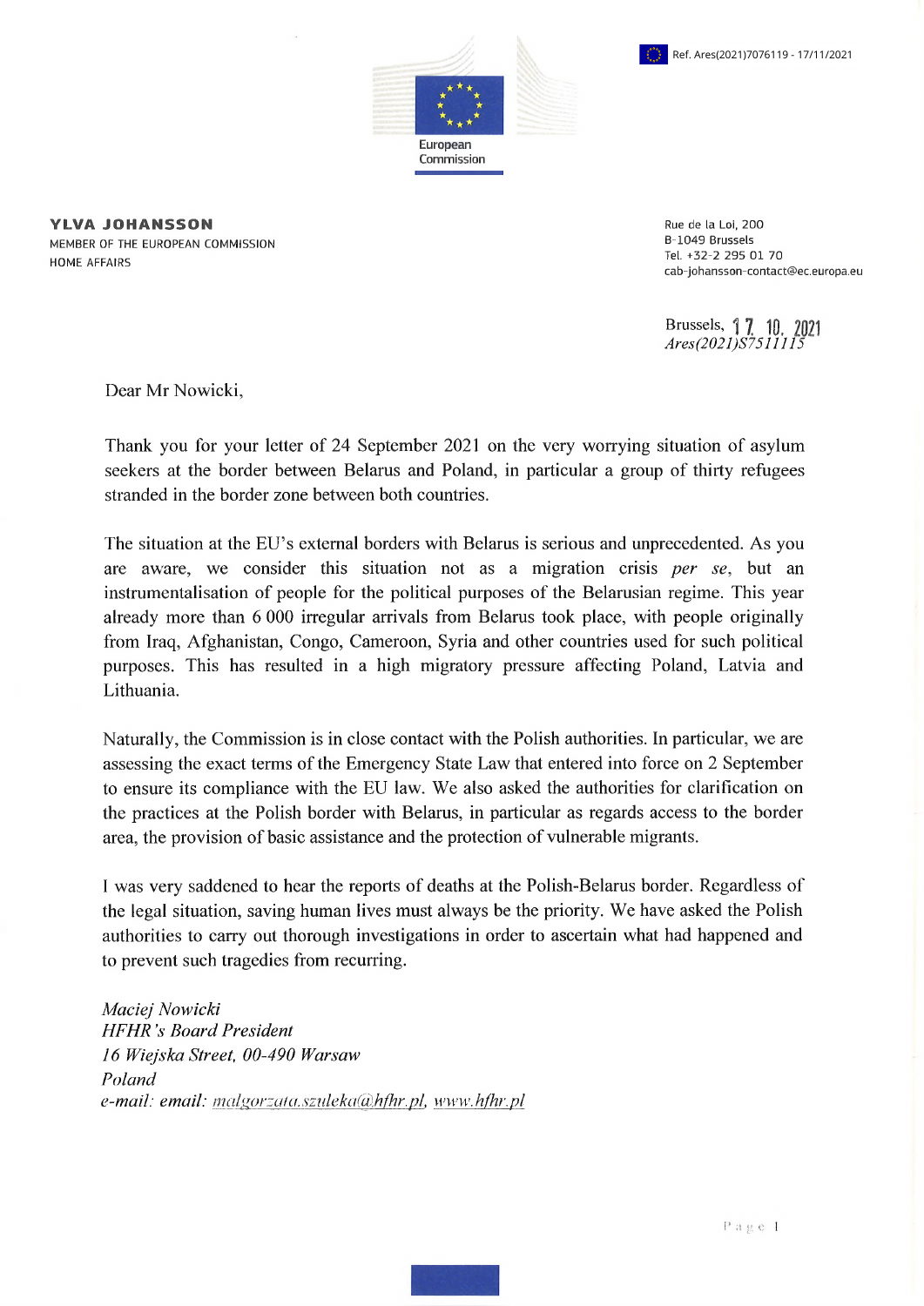Ref. Ares(2021)7076119 - 17/11/2021

European Commission

**YLVA JOHANSSON**
MEMBER OF THE EUROPEAN COMMISSION
HOME AFFAIRS

Rue de la Loi, 200
B-1049 Brussels
Tel. +32-2 295 01 70
cab-johansson-contact@ec.europa.eu

Brussels, 17. 10. 2021
*Ares(2021)S7511115*

Dear Mr Nowicki,

Thank you for your letter of 24 September 2021 on the very worrying situation of asylum seekers at the border between Belarus and Poland, in particular a group of thirty refugees stranded in the border zone between both countries.

The situation at the EU's external borders with Belarus is serious and unprecedented. As you are aware, we consider this situation not as a migration crisis *per se*, but an instrumentalisation of people for the political purposes of the Belarusian regime. This year already more than 6 000 irregular arrivals from Belarus took place, with people originally from Iraq, Afghanistan, Congo, Cameroon, Syria and other countries used for such political purposes. This has resulted in a high migratory pressure affecting Poland, Latvia and Lithuania.

Naturally, the Commission is in close contact with the Polish authorities. In particular, we are assessing the exact terms of the Emergency State Law that entered into force on 2 September to ensure its compliance with the EU law. We also asked the authorities for clarification on the practices at the Polish border with Belarus, in particular as regards access to the border area, the provision of basic assistance and the protection of vulnerable migrants.

I was very saddened to hear the reports of deaths at the Polish-Belarus border. Regardless of the legal situation, saving human lives must always be the priority. We have asked the Polish authorities to carry out thorough investigations in order to ascertain what had happened and to prevent such tragedies from recurring.

*Maciej Nowicki*
*HFHR's Board President*
*16 Wiejska Street, 00-490 Warsaw*
*Poland*
*e-mail: email: malgorzata.szuleka@hfhr.pl, www.hfhr.pl*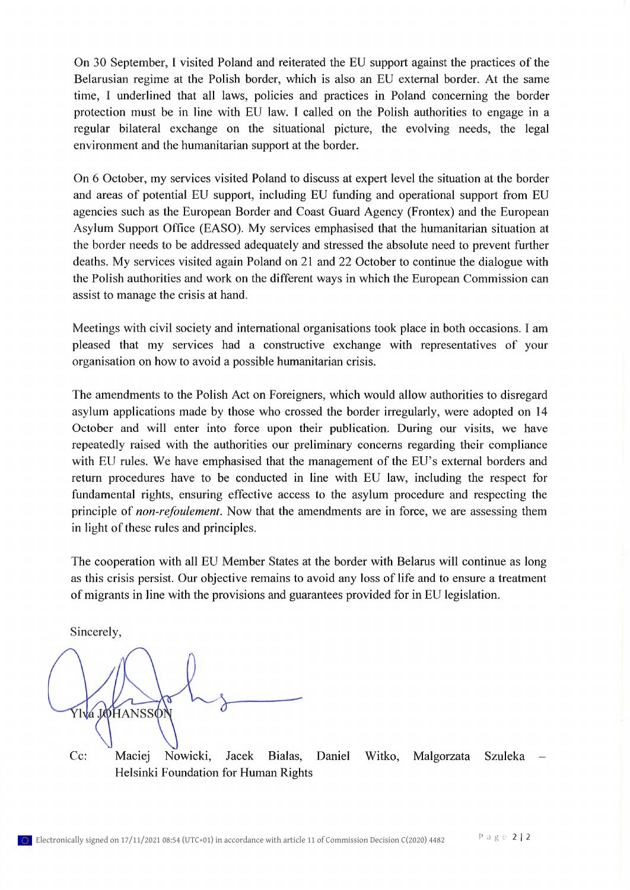On 30 September, I visited Poland and reiterated the EU support against the practices of the Belarusian regime at the Polish border, which is also an EU external border. At the same time, I underlined that all laws, policies and practices in Poland concerning the border protection must be in line with EU law. I called on the Polish authorities to engage in a regular bilateral exchange on the situational picture, the evolving needs, the legal environment and the humanitarian support at the border.

On 6 October, my services visited Poland to discuss at expert level the situation at the border and areas of potential EU support, including EU funding and operational support from EU agencies such as the European Border and Coast Guard Agency (Frontex) and the European Asylum Support Office (EASO). My services emphasised that the humanitarian situation at the border needs to be addressed adequately and stressed the absolute need to prevent further deaths. My services visited again Poland on 21 and 22 October to continue the dialogue with the Polish authorities and work on the different ways in which the European Commission can assist to manage the crisis at hand.

Meetings with civil society and international organisations took place in both occasions. I am pleased that my services had a constructive exchange with representatives of your organisation on how to avoid a possible humanitarian crisis.

The amendments to the Polish Act on Foreigners, which would allow authorities to disregard asylum applications made by those who crossed the border irregularly, were adopted on 14 October and will enter into force upon their publication. During our visits, we have repeatedly raised with the authorities our preliminary concerns regarding their compliance with EU rules. We have emphasised that the management of the EU's external borders and return procedures have to be conducted in line with EU law, including the respect for fundamental rights, ensuring effective access to the asylum procedure and respecting the principle of *non-refoulement*. Now that the amendments are in force, we are assessing them in light of these rules and principles.

The cooperation with all EU Member States at the border with Belarus will continue as long as this crisis persist. Our objective remains to avoid any loss of life and to ensure a treatment of migrants in line with the provisions and guarantees provided for in EU legislation.

Sincerely,

Ylva JOHANSSON

Cc: Maciej Nowicki, Jacek Bialas, Daniel Witko, Malgorzata Szuleka – Helsinki Foundation for Human Rights

Electronically signed on 17/11/2021 08:54 (UTC+01) in accordance with article 11 of Commission Decision C(2020) 4482